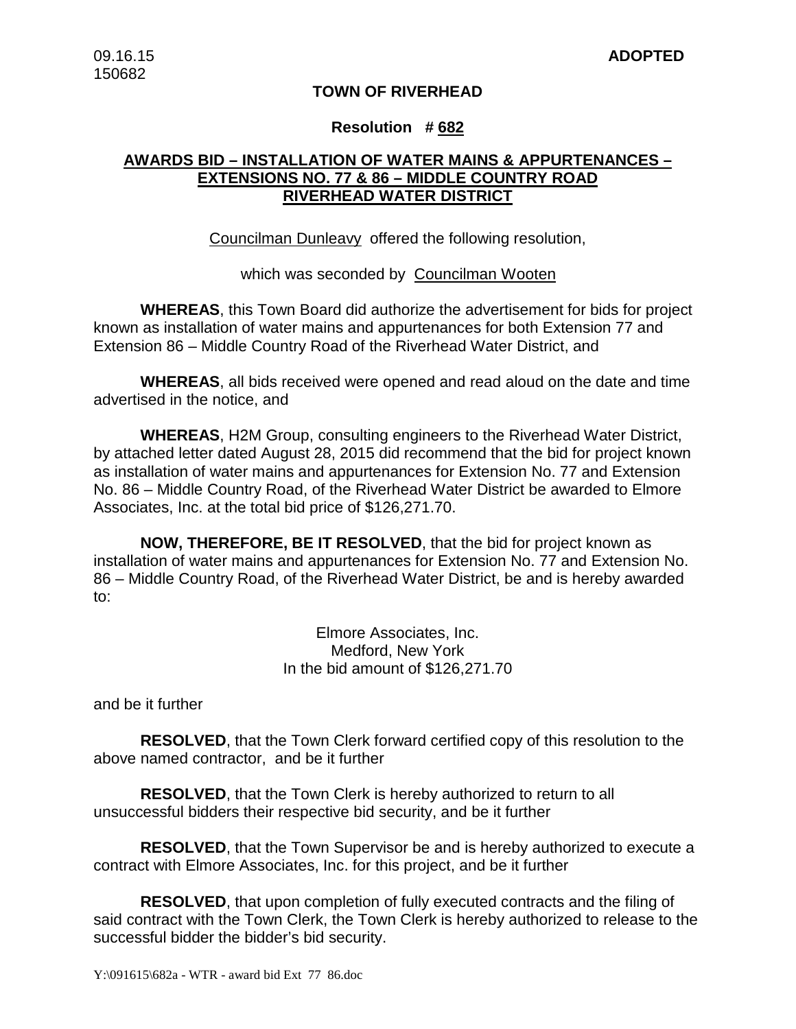09.16.15
150682

**ADOPTED**

**TOWN OF RIVERHEAD**

**Resolution # 682**

**AWARDS BID – INSTALLATION OF WATER MAINS & APPURTENANCES – EXTENSIONS NO. 77 & 86 – MIDDLE COUNTRY ROAD RIVERHEAD WATER DISTRICT**

Councilman Dunleavy offered the following resolution,

which was seconded by Councilman Wooten

**WHEREAS**, this Town Board did authorize the advertisement for bids for project known as installation of water mains and appurtenances for both Extension 77 and Extension 86 – Middle Country Road of the Riverhead Water District, and

**WHEREAS**, all bids received were opened and read aloud on the date and time advertised in the notice, and

**WHEREAS**, H2M Group, consulting engineers to the Riverhead Water District, by attached letter dated August 28, 2015 did recommend that the bid for project known as installation of water mains and appurtenances for Extension No. 77 and Extension No. 86 – Middle Country Road, of the Riverhead Water District be awarded to Elmore Associates, Inc. at the total bid price of $126,271.70.

**NOW, THEREFORE, BE IT RESOLVED**, that the bid for project known as installation of water mains and appurtenances for Extension No. 77 and Extension No. 86 – Middle Country Road, of the Riverhead Water District, be and is hereby awarded to:

Elmore Associates, Inc.
Medford, New York
In the bid amount of $126,271.70

and be it further

**RESOLVED**, that the Town Clerk forward certified copy of this resolution to the above named contractor, and be it further

**RESOLVED**, that the Town Clerk is hereby authorized to return to all unsuccessful bidders their respective bid security, and be it further

**RESOLVED**, that the Town Supervisor be and is hereby authorized to execute a contract with Elmore Associates, Inc. for this project, and be it further

**RESOLVED**, that upon completion of fully executed contracts and the filing of said contract with the Town Clerk, the Town Clerk is hereby authorized to release to the successful bidder the bidder's bid security.

Y:\091615\682a - WTR - award bid Ext 77 86.doc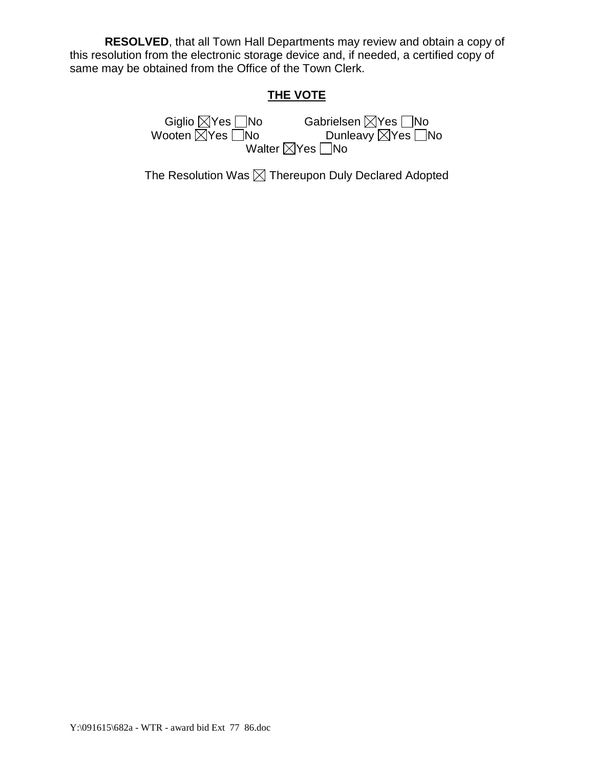**RESOLVED**, that all Town Hall Departments may review and obtain a copy of this resolution from the electronic storage device and, if needed, a certified copy of same may be obtained from the Office of the Town Clerk.

## THE VOTE

Giglio ☒Yes ☐No     Gabrielsen ☒Yes ☐No
Wooten ☒Yes ☐No     Dunleavy ☒Yes ☐No
Walter ☒Yes ☐No

The Resolution Was ☒ Thereupon Duly Declared Adopted

Y:\091615\682a - WTR - award bid Ext 77 86.doc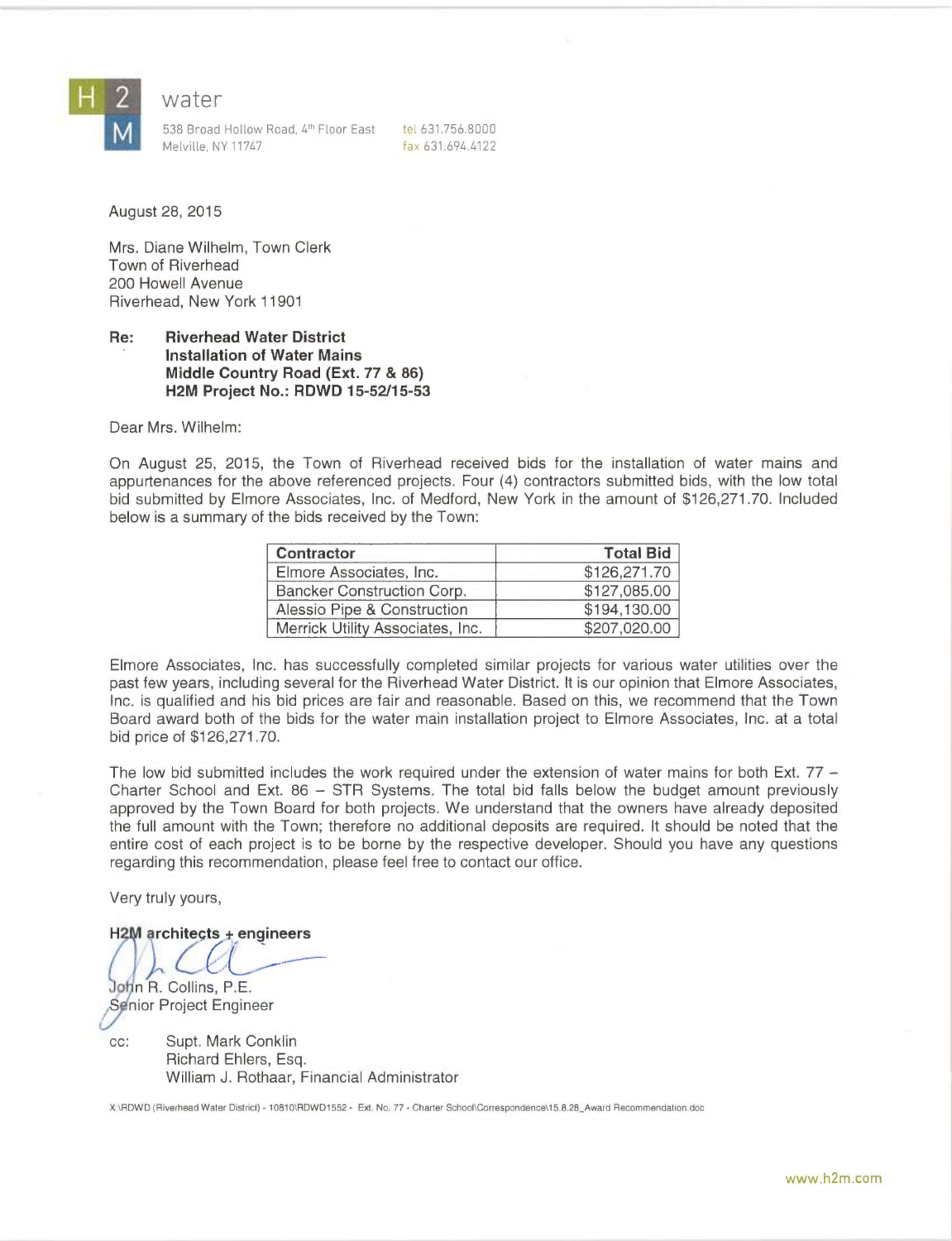H2M water

538 Broad Hollow Road, 4th Floor East
Melville, NY 11747

tel 631.756.8000
fax 631.694.4122

August 28, 2015

Mrs. Diane Wilhelm, Town Clerk
Town of Riverhead
200 Howell Avenue
Riverhead, New York 11901

**Re: Riverhead Water District**
**Installation of Water Mains**
**Middle Country Road (Ext. 77 & 86)**
**H2M Project No.: RDWD 15-52/15-53**

Dear Mrs. Wilhelm:

On August 25, 2015, the Town of Riverhead received bids for the installation of water mains and appurtenances for the above referenced projects. Four (4) contractors submitted bids, with the low total bid submitted by Elmore Associates, Inc. of Medford, New York in the amount of $126,271.70. Included below is a summary of the bids received by the Town:

| Contractor | Total Bid |
|---|---|
| Elmore Associates, Inc. | $126,271.70 |
| Bancker Construction Corp. | $127,085.00 |
| Alessio Pipe & Construction | $194,130.00 |
| Merrick Utility Associates, Inc. | $207,020.00 |

Elmore Associates, Inc. has successfully completed similar projects for various water utilities over the past few years, including several for the Riverhead Water District. It is our opinion that Elmore Associates, Inc. is qualified and his bid prices are fair and reasonable. Based on this, we recommend that the Town Board award both of the bids for the water main installation project to Elmore Associates, Inc. at a total bid price of $126,271.70.

The low bid submitted includes the work required under the extension of water mains for both Ext. 77 – Charter School and Ext. 86 – STR Systems. The total bid falls below the budget amount previously approved by the Town Board for both projects. We understand that the owners have already deposited the full amount with the Town; therefore no additional deposits are required. It should be noted that the entire cost of each project is to be borne by the respective developer. Should you have any questions regarding this recommendation, please feel free to contact our office.

Very truly yours,

**H2M architects + engineers**

John R. Collins, P.E.
Senior Project Engineer

cc: Supt. Mark Conklin
Richard Ehlers, Esq.
William J. Rothaar, Financial Administrator

X:\RDWD (Riverhead Water District) - 10810\RDWD1552 - Ext. No. 77 - Charter School\Correspondence\15.8.28_Award Recommendation.doc

www.h2m.com